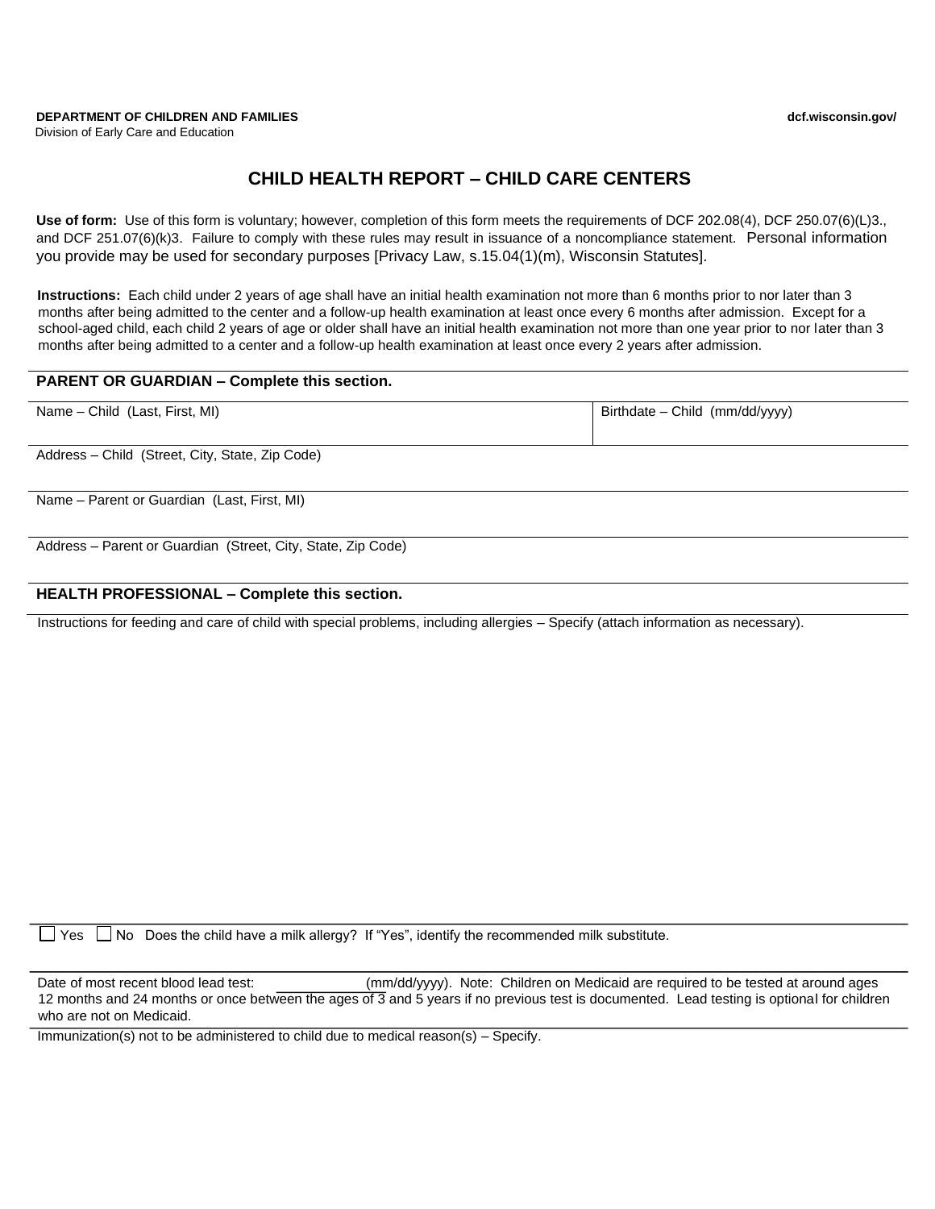**DEPARTMENT OF CHILDREN AND FAMILIES**
Division of Early Care and Education

**dcf.wisconsin.gov/**

# CHILD HEALTH REPORT – CHILD CARE CENTERS

**Use of form:** Use of this form is voluntary; however, completion of this form meets the requirements of DCF 202.08(4), DCF 250.07(6)(L)3., and DCF 251.07(6)(k)3. Failure to comply with these rules may result in issuance of a noncompliance statement. Personal information you provide may be used for secondary purposes [Privacy Law, s.15.04(1)(m), Wisconsin Statutes].

**Instructions:** Each child under 2 years of age shall have an initial health examination not more than 6 months prior to nor later than 3 months after being admitted to the center and a follow-up health examination at least once every 6 months after admission. Except for a school-aged child, each child 2 years of age or older shall have an initial health examination not more than one year prior to nor later than 3 months after being admitted to a center and a follow-up health examination at least once every 2 years after admission.

## PARENT OR GUARDIAN – Complete this section.

| Name – Child (Last, First, MI) | Birthdate – Child (mm/dd/yyyy) |
|---|---|
| | |

Address – Child (Street, City, State, Zip Code)

Name – Parent or Guardian (Last, First, MI)

Address – Parent or Guardian (Street, City, State, Zip Code)

## HEALTH PROFESSIONAL – Complete this section.

Instructions for feeding and care of child with special problems, including allergies – Specify (attach information as necessary).

☐ Yes ☐ No Does the child have a milk allergy? If "Yes", identify the recommended milk substitute.

Date of most recent blood lead test: ____________ (mm/dd/yyyy). Note: Children on Medicaid are required to be tested at around ages 12 months and 24 months or once between the ages of 3 and 5 years if no previous test is documented. Lead testing is optional for children who are not on Medicaid.

Immunization(s) not to be administered to child due to medical reason(s) – Specify.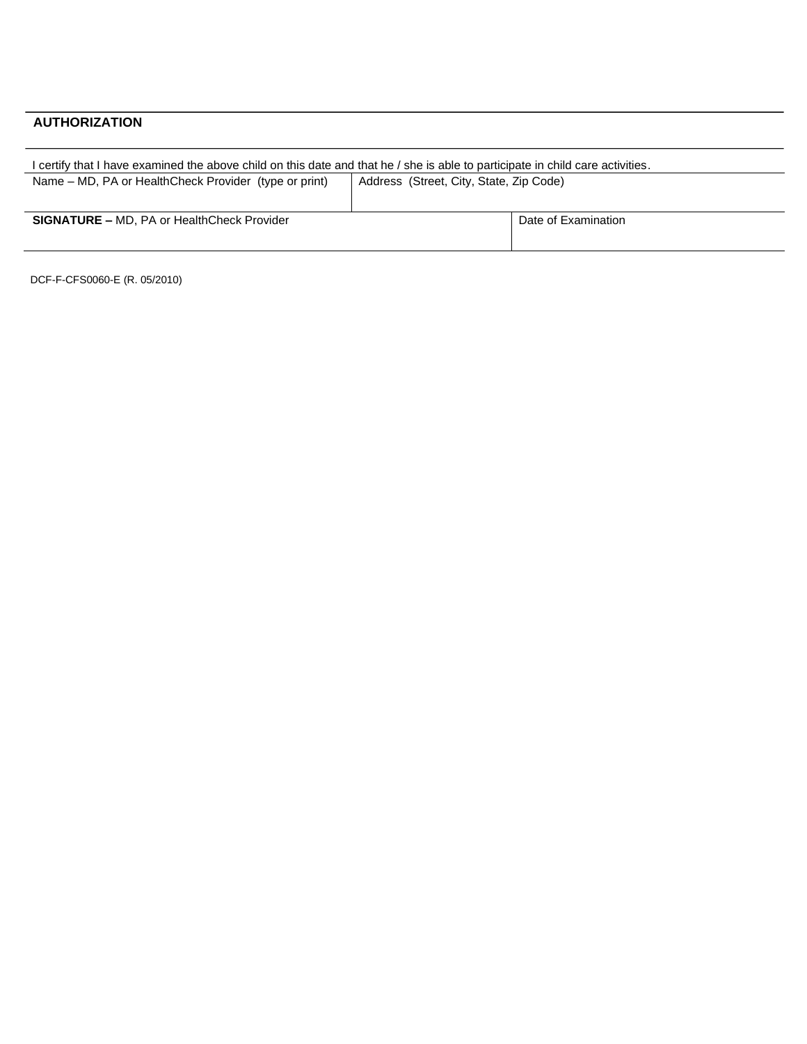## AUTHORIZATION

I certify that I have examined the above child on this date and that he / she is able to participate in child care activities.

| | |
|---|---|
| Name – MD, PA or HealthCheck Provider (type or print) | Address (Street, City, State, Zip Code) |
| **SIGNATURE –** MD, PA or HealthCheck Provider | Date of Examination |

DCF-F-CFS0060-E (R. 05/2010)